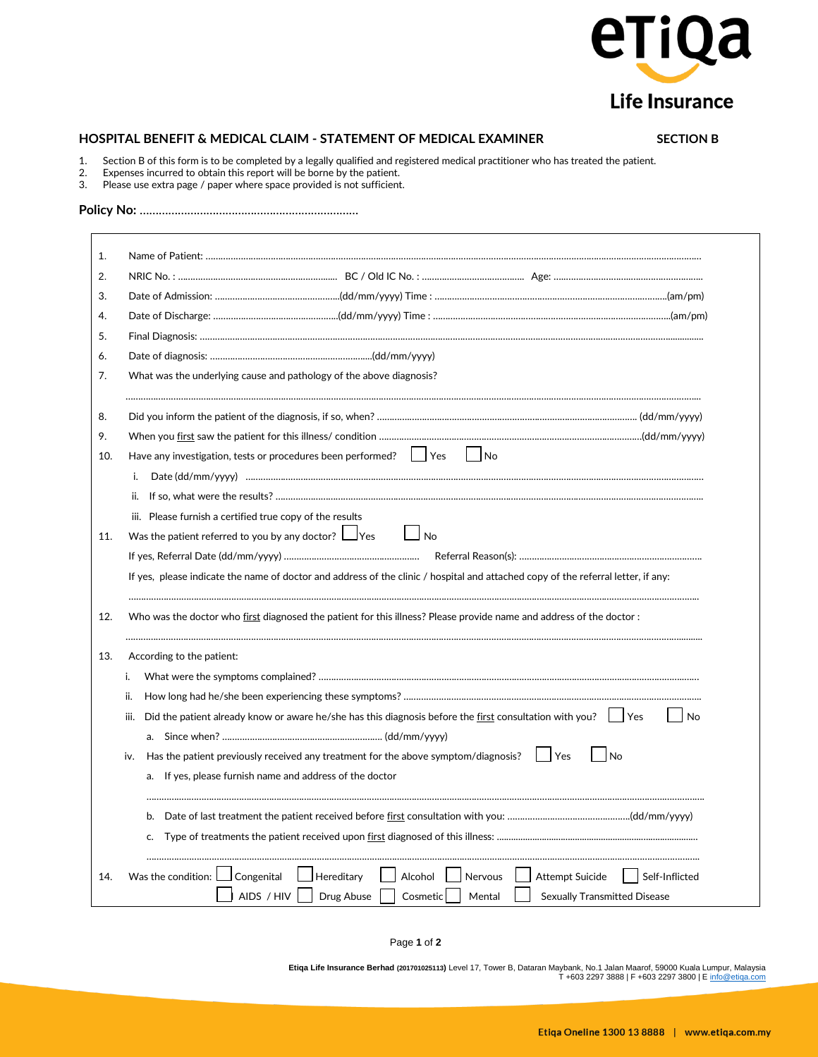eTiQa
Life Insurance

## HOSPITAL BENEFIT & MEDICAL CLAIM - STATEMENT OF MEDICAL EXAMINER

**SECTION B**

1. Section B of this form is to be completed by a legally qualified and registered medical practitioner who has treated the patient.
2. Expenses incurred to obtain this report will be borne by the patient.
3. Please use extra page / paper where space provided is not sufficient.

**Policy No: ………………………………………………………………**

1. Name of Patient: ……………………………………………………………………………………………………………………………………………
2. NRIC No. : ………………………………………………… BC / Old IC No. : …………………………………… Age: ……………………………………………
3. Date of Admission: ……………………………………………(dd/mm/yyyy) Time : …………………………………………………………………(am/pm)
4. Date of Discharge: ……………………………………………(dd/mm/yyyy) Time : …………………………………………………………………(am/pm)
5. Final Diagnosis: ……………………………………………………………………………………………………………………………………………
6. Date of diagnosis: ……………………………………………………(dd/mm/yyyy)
7. What was the underlying cause and pathology of the above diagnosis?

   ……………………………………………………………………………………………………………………………………………………………

8. Did you inform the patient of the diagnosis, if so, when? ………………………………………………………………………… (dd/mm/yyyy)
9. When you <u>first</u> saw the patient for this illness/ condition ……………………………………………………………………………(dd/mm/yyyy)
10. Have any investigation, tests or procedures been performed? ☐ Yes ☐ No
    - i. Date (dd/mm/yyyy) ……………………………………………………………………………………………………………………
    - ii. If so, what were the results? ……………………………………………………………………………………………………………
    - iii. Please furnish a certified true copy of the results
11. Was the patient referred to you by any doctor? ☐ Yes ☐ No

    If yes, Referral Date (dd/mm/yyyy) ………………………………………………… Referral Reason(s): ……………………………………………………

    If yes, please indicate the name of doctor and address of the clinic / hospital and attached copy of the referral letter, if any:

    ……………………………………………………………………………………………………………………………………………………………

12. Who was the doctor who <u>first</u> diagnosed the patient for this illness? Please provide name and address of the doctor :

    ……………………………………………………………………………………………………………………………………………………………

13. According to the patient:
    - i. What were the symptoms complained? ……………………………………………………………………………………………………
    - ii. How long had he/she been experiencing these symptoms? ……………………………………………………………………………
    - iii. Did the patient already know or aware he/she has this diagnosis before the <u>first</u> consultation with you? ☐ Yes ☐ No
      - a. Since when? ………………………………………………… (dd/mm/yyyy)
    - iv. Has the patient previously received any treatment for the above symptom/diagnosis? ☐ Yes ☐ No
      - a. If yes, please furnish name and address of the doctor

        ……………………………………………………………………………………………………………………………………………

      - b. Date of last treatment the patient received before <u>first</u> consultation with you: …………………………………………(dd/mm/yyyy)
      - c. Type of treatments the patient received upon <u>first</u> diagnosed of this illness: ……………………………………………………………

        ……………………………………………………………………………………………………………………………………………

14. Was the condition: ☐ Congenital ☐ Hereditary ☐ Alcohol ☐ Nervous ☐ Attempt Suicide ☐ Self-Inflicted ☐ AIDS / HIV ☐ Drug Abuse ☐ Cosmetic ☐ Mental ☐ Sexually Transmitted Disease

**Etiqa Life Insurance Berhad (201701025113)** Level 17, Tower B, Dataran Maybank, No.1 Jalan Maarof, 59000 Kuala Lumpur, Malaysia
T +603 2297 3888 | F +603 2297 3800 | E info@etiqa.com

Etiqa Oneline 1300 13 8888 | www.etiqa.com.my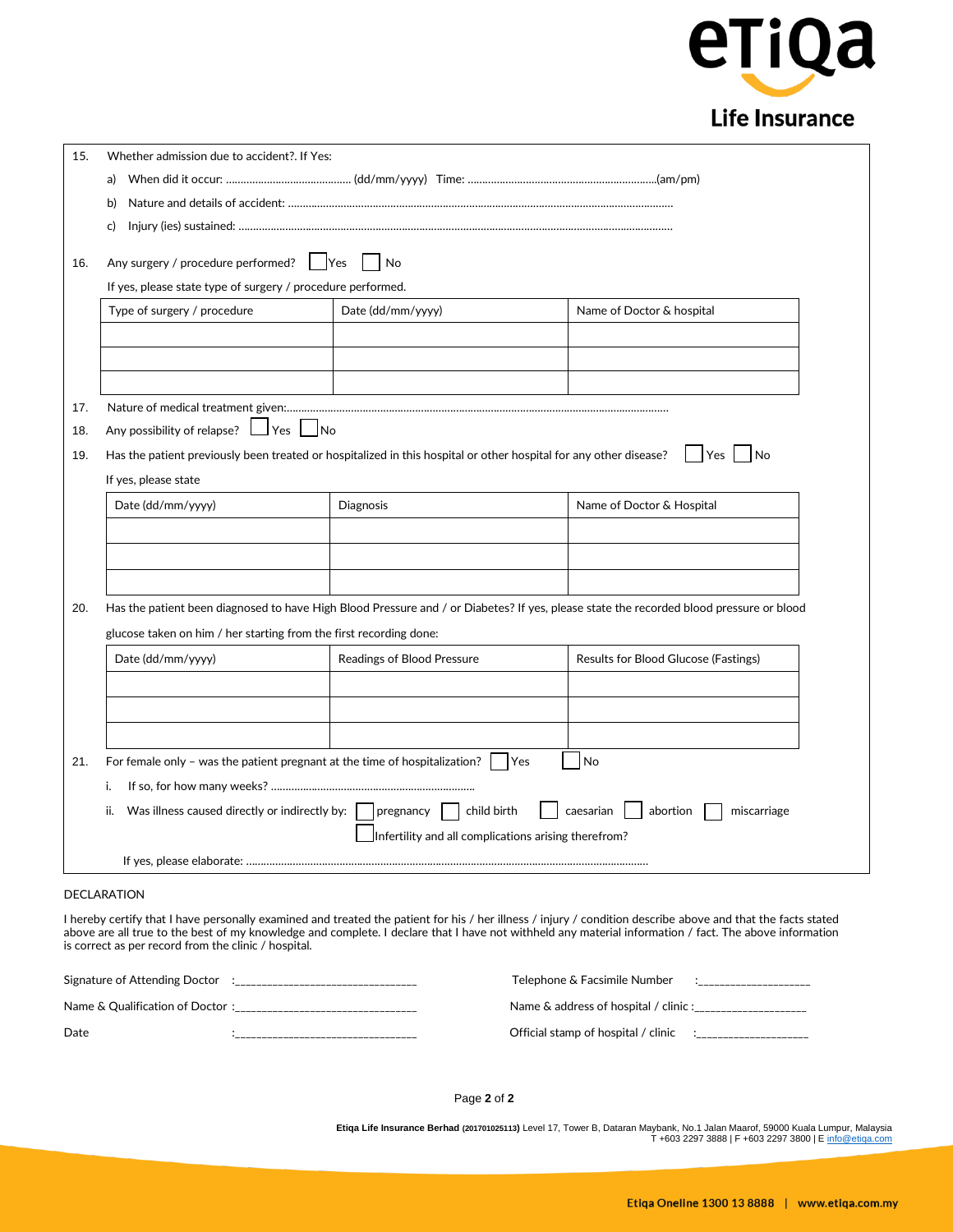15. Whether admission due to accident?. If Yes:
    a) When did it occur: .......................................... (dd/mm/yyyy) Time: ................................................................(am/pm)
    b) Nature and details of accident: ..................................................................................................................................
    c) Injury (ies) sustained: ..................................................................................................................................

16. Any surgery / procedure performed? ☐ Yes ☐ No

    If yes, please state type of surgery / procedure performed.

| Type of surgery / procedure | Date (dd/mm/yyyy) | Name of Doctor & hospital |
|---|---|---|
| | | |
| | | |
| | | |

17. Nature of medical treatment given:..................................................................................................................................

18. Any possibility of relapse? ☐ Yes ☐ No

19. Has the patient previously been treated or hospitalized in this hospital or other hospital for any other disease? ☐ Yes ☐ No

    If yes, please state

| Date (dd/mm/yyyy) | Diagnosis | Name of Doctor & Hospital |
|---|---|---|
| | | |
| | | |
| | | |

20. Has the patient been diagnosed to have High Blood Pressure and / or Diabetes? If yes, please state the recorded blood pressure or blood glucose taken on him / her starting from the first recording done:

| Date (dd/mm/yyyy) | Readings of Blood Pressure | Results for Blood Glucose (Fastings) |
|---|---|---|
| | | |
| | | |
| | | |

21. For female only – was the patient pregnant at the time of hospitalization? ☐ Yes ☐ No
    i. If so, for how many weeks? ....................................................................
    ii. Was illness caused directly or indirectly by: ☐ pregnancy ☐ child birth ☐ caesarian ☐ abortion ☐ miscarriage ☐ Infertility and all complications arising therefrom?

    If yes, please elaborate: ..................................................................................................................................

DECLARATION

I hereby certify that I have personally examined and treated the patient for his / her illness / injury / condition describe above and that the facts stated above are all true to the best of my knowledge and complete. I declare that I have not withheld any material information / fact. The above information is correct as per record from the clinic / hospital.

Signature of Attending Doctor :_______________________________

Name & Qualification of Doctor :_______________________________

Date :_______________________________

Telephone & Facsimile Number :___________________

Name & address of hospital / clinic :___________________

Official stamp of hospital / clinic :___________________

**Etiqa Life Insurance Berhad (201701025113)** Level 17, Tower B, Dataran Maybank, No.1 Jalan Maarof, 59000 Kuala Lumpur, Malaysia
T +603 2297 3888 | F +603 2297 3800 | E info@etiqa.com

Etiqa Oneline 1300 13 8888 | www.etiqa.com.my